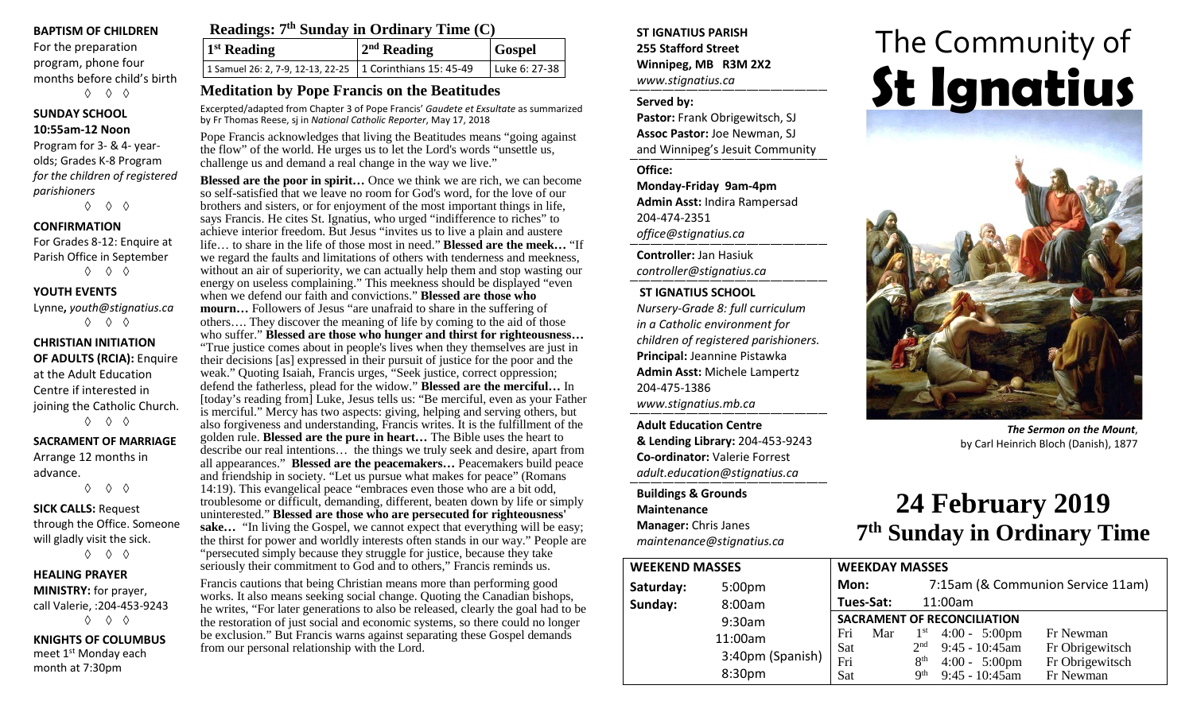**BAPTISM OF CHILDREN**

For the preparation program, phone four months before child's birth

◊ ◊ ◊

**SUNDAY SCHOOL**
**10:55am-12 Noon**

Program for 3- & 4- year-olds; Grades K-8 Program *for the children of registered parishioners*

◊ ◊ ◊

**CONFIRMATION**

For Grades 8-12: Enquire at Parish Office in September

◊ ◊ ◊

**YOUTH EVENTS**

Lynne**,** *youth@stignatius.ca*

◊ ◊ ◊

**CHRISTIAN INITIATION OF ADULTS (RCIA):** Enquire at the Adult Education Centre if interested in joining the Catholic Church.

◊ ◊ ◊

**SACRAMENT OF MARRIAGE**

Arrange 12 months in advance.

◊ ◊ ◊

**SICK CALLS:** Request through the Office. Someone will gladly visit the sick.

◊ ◊ ◊

**HEALING PRAYER MINISTRY:** for prayer, call Valerie, :204-453-9243

◊ ◊ ◊

**KNIGHTS OF COLUMBUS**

meet 1st Monday each month at 7:30pm

## Readings: 7th Sunday in Ordinary Time (C)

| 1st Reading | 2nd Reading | Gospel |
|---|---|---|
| 1 Samuel 26: 2, 7-9, 12-13, 22-25 | 1 Corinthians 15: 45-49 | Luke 6: 27-38 |

## Meditation by Pope Francis on the Beatitudes

Excerpted/adapted from Chapter 3 of Pope Francis' *Gaudete et Exsultate* as summarized by Fr Thomas Reese, sj in *National Catholic Reporter*, May 17, 2018

Pope Francis acknowledges that living the Beatitudes means "going against the flow" of the world. He urges us to let the Lord's words "unsettle us, challenge us and demand a real change in the way we live."

**Blessed are the poor in spirit…** Once we think we are rich, we can become so self-satisfied that we leave no room for God's word, for the love of our brothers and sisters, or for enjoyment of the most important things in life, says Francis. He cites St. Ignatius, who urged "indifference to riches" to achieve interior freedom. But Jesus "invites us to live a plain and austere life… to share in the life of those most in need." **Blessed are the meek…** "If we regard the faults and limitations of others with tenderness and meekness, without an air of superiority, we can actually help them and stop wasting our energy on useless complaining." This meekness should be displayed "even when we defend our faith and convictions." **Blessed are those who mourn…** Followers of Jesus "are unafraid to share in the suffering of others…. They discover the meaning of life by coming to the aid of those who suffer." **Blessed are those who hunger and thirst for righteousness…** "True justice comes about in people's lives when they themselves are just in their decisions [as] expressed in their pursuit of justice for the poor and the weak." Quoting Isaiah, Francis urges, "Seek justice, correct oppression; defend the fatherless, plead for the widow." **Blessed are the merciful…** In [today's reading from] Luke, Jesus tells us: "Be merciful, even as your Father is merciful." Mercy has two aspects: giving, helping and serving others, but also forgiveness and understanding, Francis writes. It is the fulfillment of the golden rule. **Blessed are the pure in heart…** The Bible uses the heart to describe our real intentions… the things we truly seek and desire, apart from all appearances." **Blessed are the peacemakers…** Peacemakers build peace and friendship in society. "Let us pursue what makes for peace" (Romans 14:19). This evangelical peace "embraces even those who are a bit odd, troublesome or difficult, demanding, different, beaten down by life or simply uninterested." **Blessed are those who are persecuted for righteousness' sake…** "In living the Gospel, we cannot expect that everything will be easy; the thirst for power and worldly interests often stands in our way." People are "persecuted simply because they struggle for justice, because they take seriously their commitment to God and to others," Francis reminds us.

Francis cautions that being Christian means more than performing good works. It also means seeking social change. Quoting the Canadian bishops, he writes, "For later generations to also be released, clearly the goal had to be the restoration of just social and economic systems, so there could no longer be exclusion." But Francis warns against separating these Gospel demands from our personal relationship with the Lord.

**ST IGNATIUS PARISH**
**255 Stafford Street**
**Winnipeg, MB R3M 2X2**
*www.stignatius.ca*

**Served by:**
**Pastor:** Frank Obrigewitsch, SJ
**Assoc Pastor:** Joe Newman, SJ
and Winnipeg's Jesuit Community

**Office:**
**Monday-Friday 9am-4pm**
**Admin Asst:** Indira Rampersad
204-474-2351
*office@stignatius.ca*

**Controller:** Jan Hasiuk
*controller@stignatius.ca*

**ST IGNATIUS SCHOOL**
*Nursery-Grade 8: full curriculum in a Catholic environment for children of registered parishioners.*
**Principal:** Jeannine Pistawka
**Admin Asst:** Michele Lampertz
204-475-1386
*www.stignatius.mb.ca*

**Adult Education Centre & Lending Library:** 204-453-9243
**Co-ordinator:** Valerie Forrest
*adult.education@stignatius.ca*

**Buildings & Grounds Maintenance**
**Manager:** Chris Janes
*maintenance@stignatius.ca*

# The Community of St Ignatius

***The Sermon on the Mount***, by Carl Heinrich Bloch (Danish), 1877

# 24 February 2019
# 7th Sunday in Ordinary Time

| WEEKEND MASSES | |
|---|---|
| Saturday: | 5:00pm |
| Sunday: | 8:00am |
| | 9:30am |
| | 11:00am |
| | 3:40pm (Spanish) |
| | 8:30pm |

**WEEKDAY MASSES**

| | |
|---|---|
| Mon: | 7:15am (& Communion Service 11am) |
| Tues-Sat: | 11:00am |

**SACRAMENT OF RECONCILIATION**

| | | | | |
|---|---|---|---|---|
| Fri | Mar | 1st | 4:00 - 5:00pm | Fr Newman |
| Sat | | 2nd | 9:45 - 10:45am | Fr Obrigewitsch |
| Fri | | 8th | 4:00 - 5:00pm | Fr Obrigewitsch |
| Sat | | 9th | 9:45 - 10:45am | Fr Newman |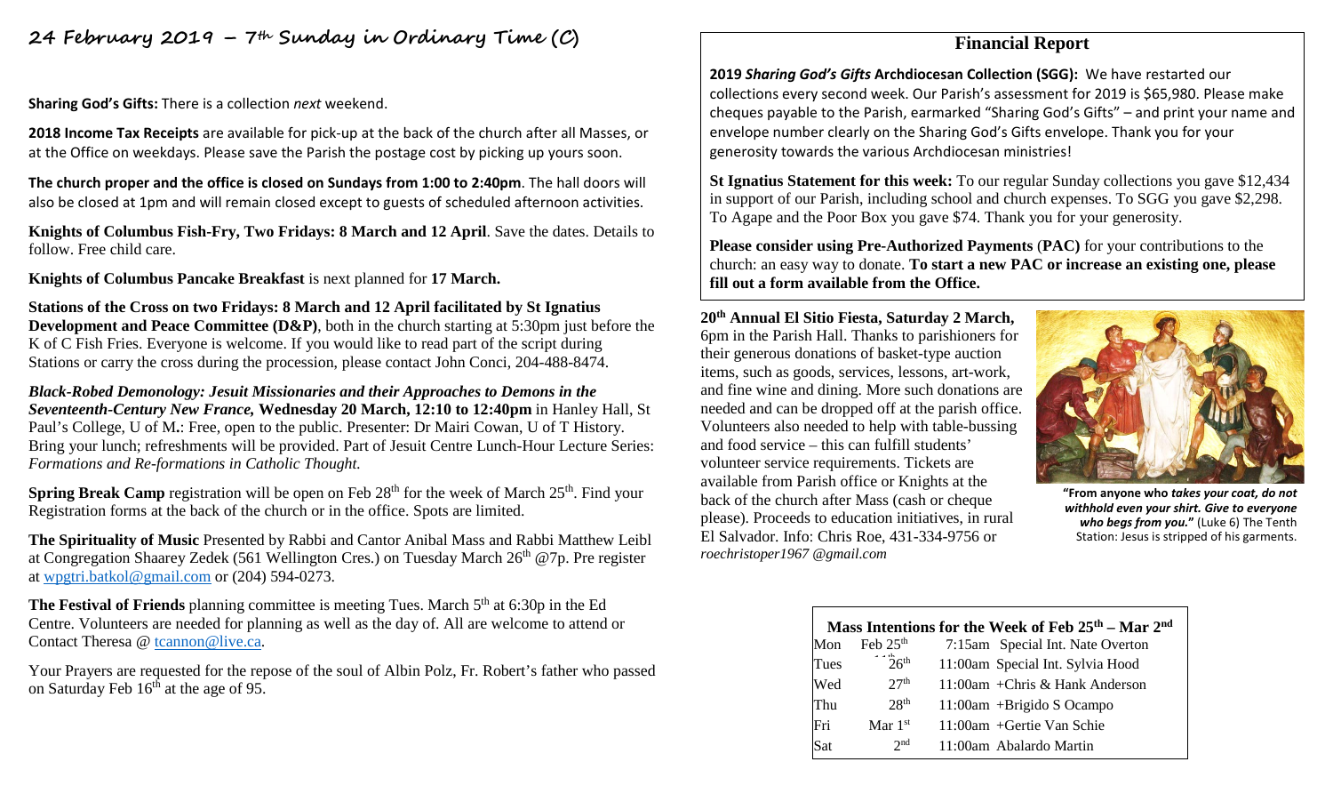# 24 February 2019 – 7th Sunday in Ordinary Time (C)

**Sharing God's Gifts:** There is a collection *next* weekend.

**2018 Income Tax Receipts** are available for pick-up at the back of the church after all Masses, or at the Office on weekdays. Please save the Parish the postage cost by picking up yours soon.

**The church proper and the office is closed on Sundays from 1:00 to 2:40pm**. The hall doors will also be closed at 1pm and will remain closed except to guests of scheduled afternoon activities.

**Knights of Columbus Fish-Fry, Two Fridays: 8 March and 12 April**. Save the dates. Details to follow. Free child care.

**Knights of Columbus Pancake Breakfast** is next planned for **17 March.**

**Stations of the Cross on two Fridays: 8 March and 12 April facilitated by St Ignatius Development and Peace Committee (D&P)**, both in the church starting at 5:30pm just before the K of C Fish Fries. Everyone is welcome. If you would like to read part of the script during Stations or carry the cross during the procession, please contact John Conci, 204-488-8474.

***Black-Robed Demonology: Jesuit Missionaries and their Approaches to Demons in the Seventeenth-Century New France,*** **Wednesday 20 March, 12:10 to 12:40pm** in Hanley Hall, St Paul's College, U of M.: Free, open to the public. Presenter: Dr Mairi Cowan, U of T History. Bring your lunch; refreshments will be provided. Part of Jesuit Centre Lunch-Hour Lecture Series: *Formations and Re-formations in Catholic Thought.*

**Spring Break Camp** registration will be open on Feb 28th for the week of March 25th. Find your Registration forms at the back of the church or in the office. Spots are limited.

**The Spirituality of Music** Presented by Rabbi and Cantor Anibal Mass and Rabbi Matthew Leibl at Congregation Shaarey Zedek (561 Wellington Cres.) on Tuesday March 26th @7p. Pre register at wpgtri.batkol@gmail.com or (204) 594-0273.

**The Festival of Friends** planning committee is meeting Tues. March 5th at 6:30p in the Ed Centre. Volunteers are needed for planning as well as the day of. All are welcome to attend or Contact Theresa @ tcannon@live.ca.

Your Prayers are requested for the repose of the soul of Albin Polz, Fr. Robert's father who passed on Saturday Feb 16th at the age of 95.

## Financial Report

**2019 *Sharing God's Gifts* Archdiocesan Collection (SGG):** We have restarted our collections every second week. Our Parish's assessment for 2019 is $65,980. Please make cheques payable to the Parish, earmarked "Sharing God's Gifts" – and print your name and envelope number clearly on the Sharing God's Gifts envelope. Thank you for your generosity towards the various Archdiocesan ministries!

**St Ignatius Statement for this week:** To our regular Sunday collections you gave $12,434 in support of our Parish, including school and church expenses. To SGG you gave $2,298. To Agape and the Poor Box you gave $74. Thank you for your generosity.

**Please consider using Pre-Authorized Payments** (**PAC)** for your contributions to the church: an easy way to donate. **To start a new PAC or increase an existing one, please fill out a form available from the Office.**

**20th Annual El Sitio Fiesta, Saturday 2 March,** 6pm in the Parish Hall. Thanks to parishioners for their generous donations of basket-type auction items, such as goods, services, lessons, art-work, and fine wine and dining. More such donations are needed and can be dropped off at the parish office. Volunteers also needed to help with table-bussing and food service – this can fulfill students' volunteer service requirements. Tickets are available from Parish office or Knights at the back of the church after Mass (cash or cheque please). Proceeds to education initiatives, in rural El Salvador. Info: Chris Roe, 431-334-9576 or *roechristoper1967 @gmail.com*

**"From anyone who *takes your coat, do not withhold even your shirt. Give to everyone who begs from you.*"** (Luke 6) The Tenth Station: Jesus is stripped of his garments.

| Mass Intentions for the Week of Feb 25th – Mar 2nd | | |
|---|---|---|
| Mon | Feb 25th | 7:15am Special Int. Nate Overton |
| Tues | 26th | 11:00am Special Int. Sylvia Hood |
| Wed | 27th | 11:00am +Chris & Hank Anderson |
| Thu | 28th | 11:00am +Brigido S Ocampo |
| Fri | Mar 1st | 11:00am +Gertie Van Schie |
| Sat | 2nd | 11:00am Abalardo Martin |